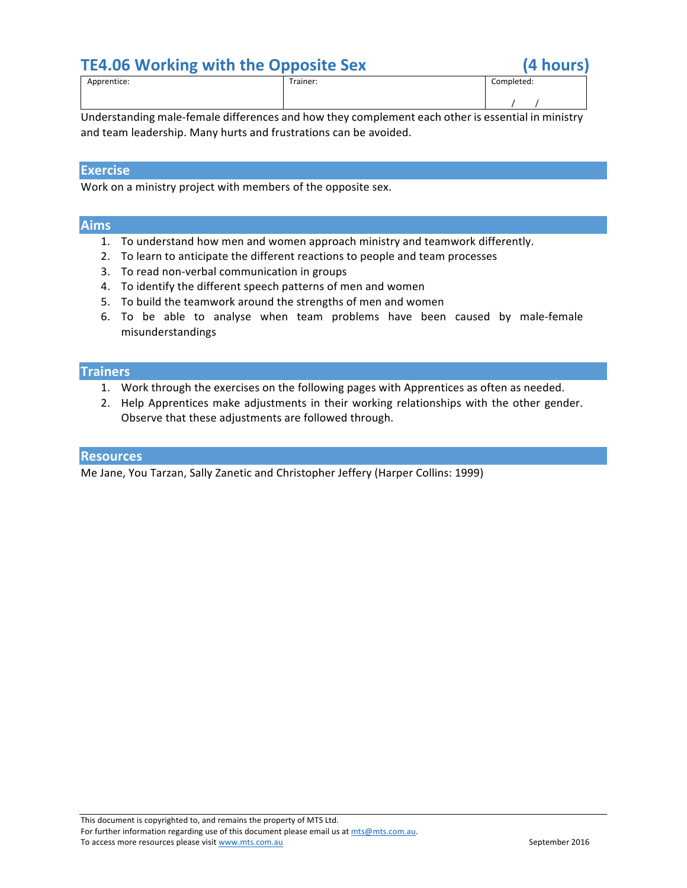# TE4.06 Working with the Opposite Sex (4 hours)

| Apprentice: | Trainer: | Completed: / / |
|---|---|---|

Understanding male-female differences and how they complement each other is essential in ministry and team leadership. Many hurts and frustrations can be avoided.

## Exercise

Work on a ministry project with members of the opposite sex.

## Aims

1. To understand how men and women approach ministry and teamwork differently.
2. To learn to anticipate the different reactions to people and team processes
3. To read non-verbal communication in groups
4. To identify the different speech patterns of men and women
5. To build the teamwork around the strengths of men and women
6. To be able to analyse when team problems have been caused by male-female misunderstandings

## Trainers

1. Work through the exercises on the following pages with Apprentices as often as needed.
2. Help Apprentices make adjustments in their working relationships with the other gender. Observe that these adjustments are followed through.

## Resources

Me Jane, You Tarzan, Sally Zanetic and Christopher Jeffery (Harper Collins: 1999)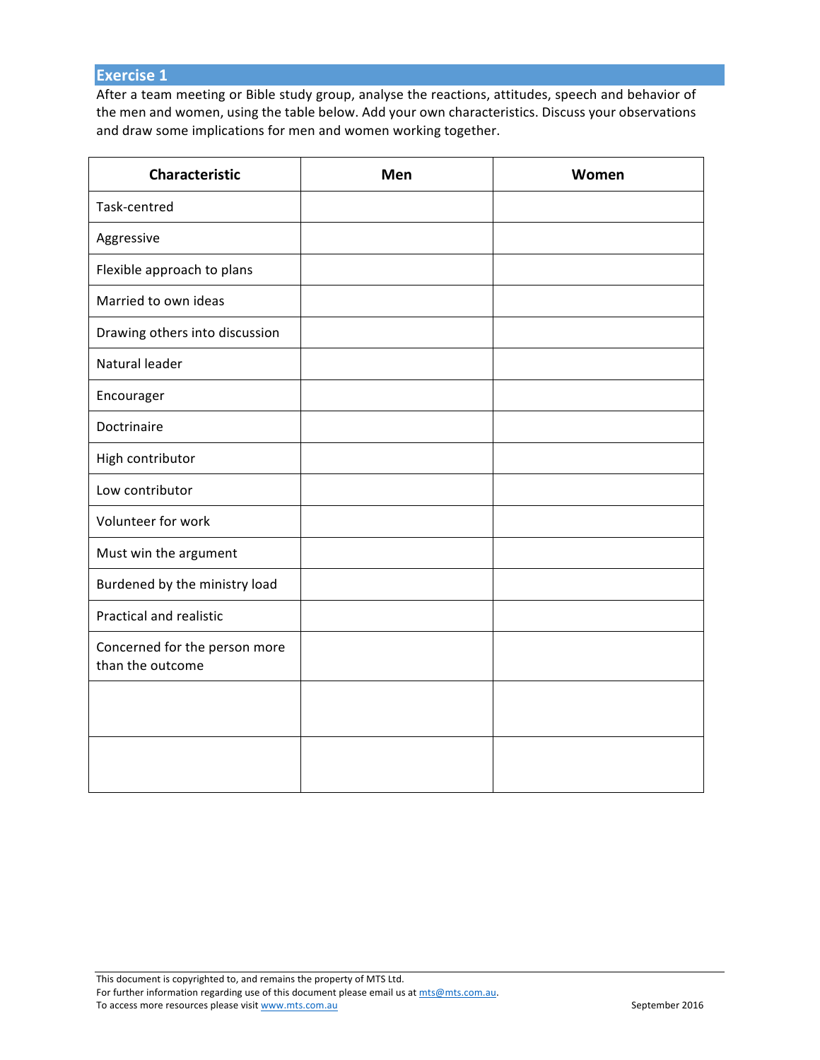## Exercise 1

After a team meeting or Bible study group, analyse the reactions, attitudes, speech and behavior of the men and women, using the table below. Add your own characteristics. Discuss your observations and draw some implications for men and women working together.

| Characteristic | Men | Women |
|---|---|---|
| Task-centred | | |
| Aggressive | | |
| Flexible approach to plans | | |
| Married to own ideas | | |
| Drawing others into discussion | | |
| Natural leader | | |
| Encourager | | |
| Doctrinaire | | |
| High contributor | | |
| Low contributor | | |
| Volunteer for work | | |
| Must win the argument | | |
| Burdened by the ministry load | | |
| Practical and realistic | | |
| Concerned for the person more than the outcome | | |
| | | |
| | | |

This document is copyrighted to, and remains the property of MTS Ltd.
For further information regarding use of this document please email us at mts@mts.com.au.
To access more resources please visit www.mts.com.au

September 2016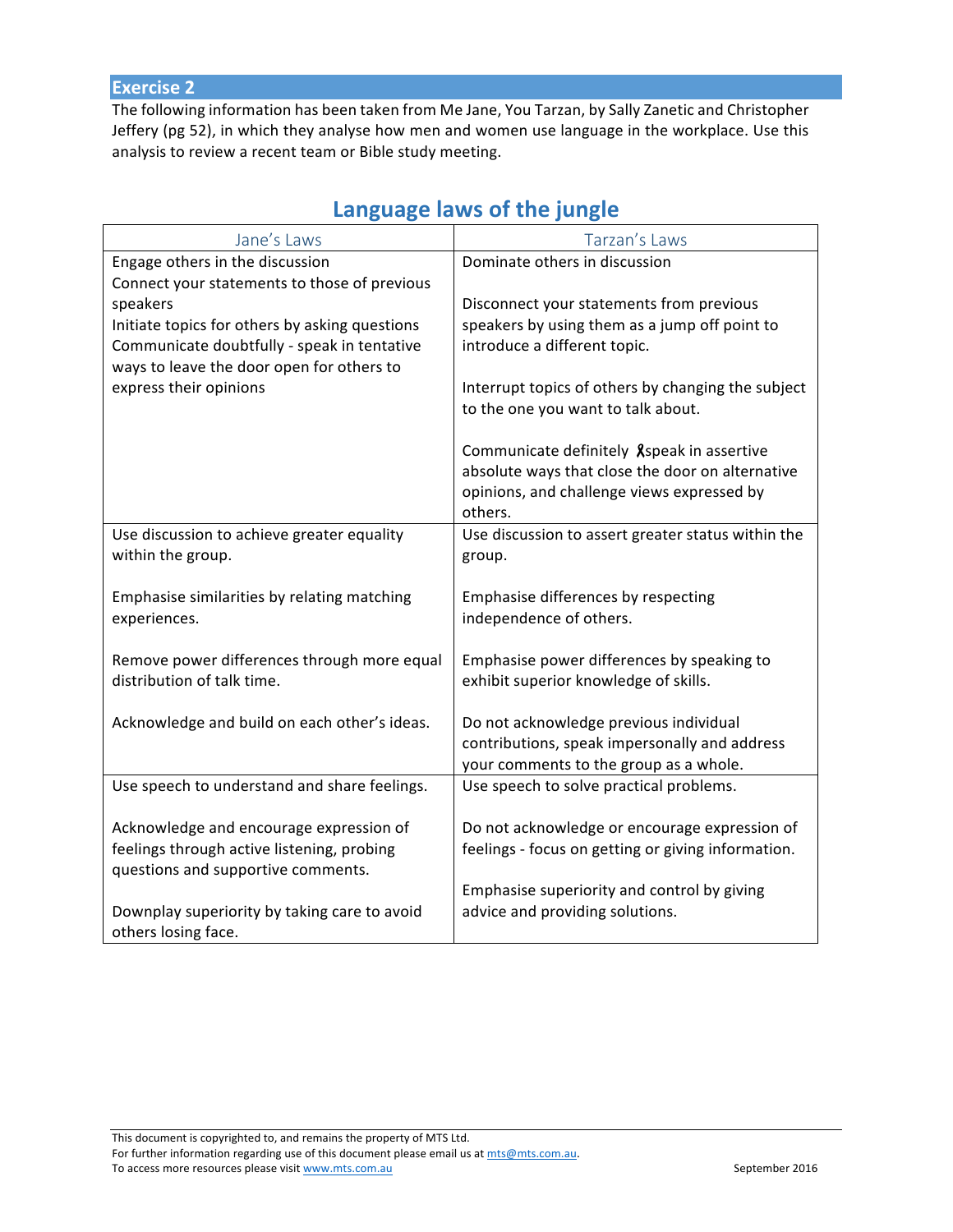## Exercise 2

The following information has been taken from Me Jane, You Tarzan, by Sally Zanetic and Christopher Jeffery (pg 52), in which they analyse how men and women use language in the workplace. Use this analysis to review a recent team or Bible study meeting.

## Language laws of the jungle

| Jane's Laws | Tarzan's Laws |
|---|---|
| Engage others in the discussion<br>Connect your statements to those of previous speakers<br>Initiate topics for others by asking questions<br>Communicate doubtfully - speak in tentative ways to leave the door open for others to express their opinions | Dominate others in discussion<br><br>Disconnect your statements from previous speakers by using them as a jump off point to introduce a different topic.<br><br>Interrupt topics of others by changing the subject to the one you want to talk about.<br><br>Communicate definitely ‑ speak in assertive absolute ways that close the door on alternative opinions, and challenge views expressed by others. |
| Use discussion to achieve greater equality within the group.<br><br>Emphasise similarities by relating matching experiences.<br><br>Remove power differences through more equal distribution of talk time.<br><br>Acknowledge and build on each other's ideas. | Use discussion to assert greater status within the group.<br><br>Emphasise differences by respecting independence of others.<br><br>Emphasise power differences by speaking to exhibit superior knowledge of skills.<br><br>Do not acknowledge previous individual contributions, speak impersonally and address your comments to the group as a whole. |
| Use speech to understand and share feelings.<br><br>Acknowledge and encourage expression of feelings through active listening, probing questions and supportive comments.<br><br>Downplay superiority by taking care to avoid others losing face. | Use speech to solve practical problems.<br><br>Do not acknowledge or encourage expression of feelings - focus on getting or giving information.<br><br>Emphasise superiority and control by giving advice and providing solutions. |

This document is copyrighted to, and remains the property of MTS Ltd.
For further information regarding use of this document please email us at mts@mts.com.au.
To access more resources please visit www.mts.com.au

September 2016